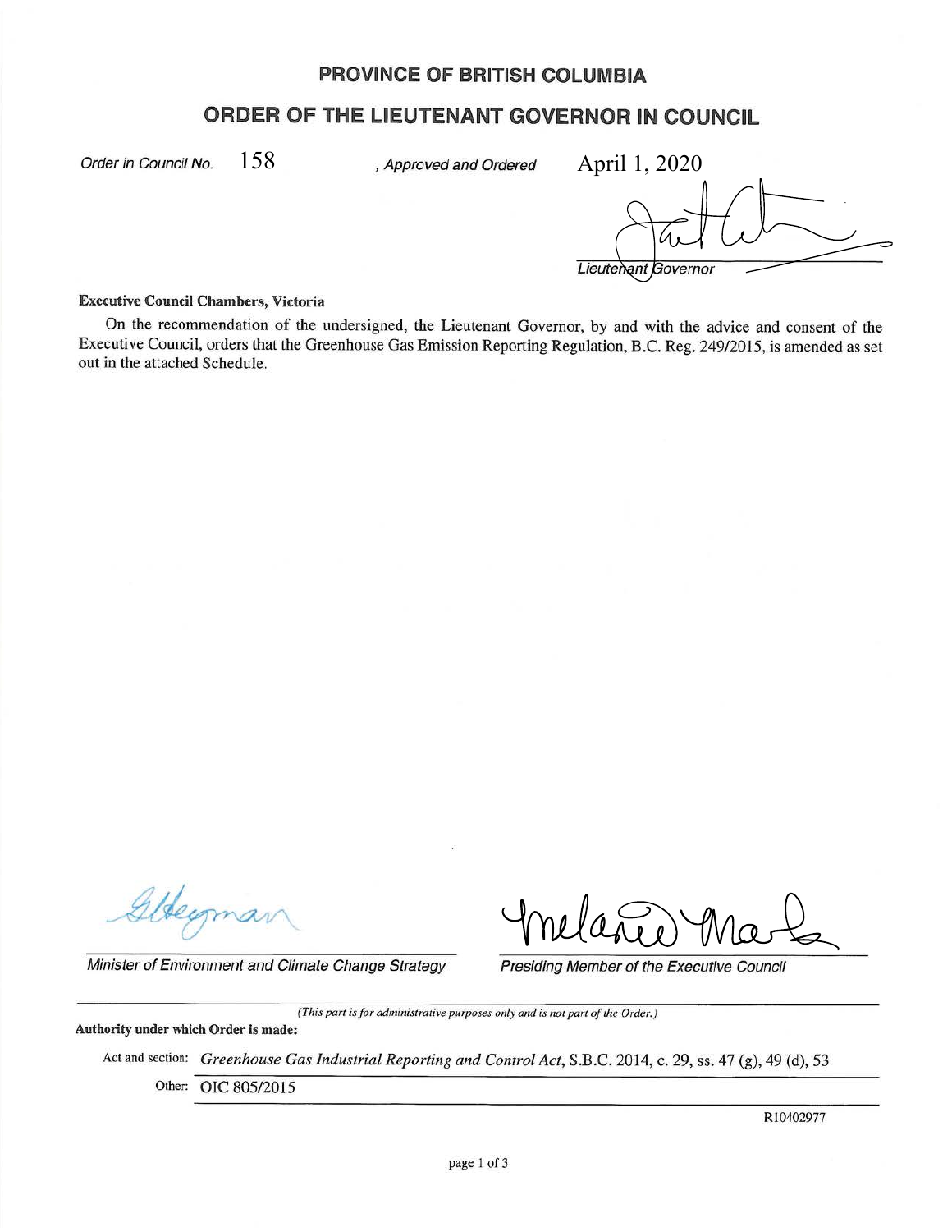# PROVINCE OF BRITISH COLUMBIA

## ORDER OF THE LIEUTENANT GOVERNOR IN COUNCIL

*Order in Council No.* 158 *, Approved and Ordered* April 1, 2020

*Lieutenant Governor*

**Executive Council Chambers, Victoria**

On the recommendation of the undersigned, the Lieutenant Governor, by and with the advice and consent of the Executive Council, orders that the Greenhouse Gas Emission Reporting Regulation, B.C. Reg. 249/2015, is amended as set out in the attached Schedule.

*Minister of Environment and Climate Change Strategy*

*Presiding Member of the Executive Council*

*(This part is for administrative purposes only and is not part of the Order.)*

**Authority under which Order is made:**

Act and section: *Greenhouse Gas Industrial Reporting and Control Act*, S.B.C. 2014, c. 29, ss. 47 (g), 49 (d), 53

Other: OIC 805/2015

R10402977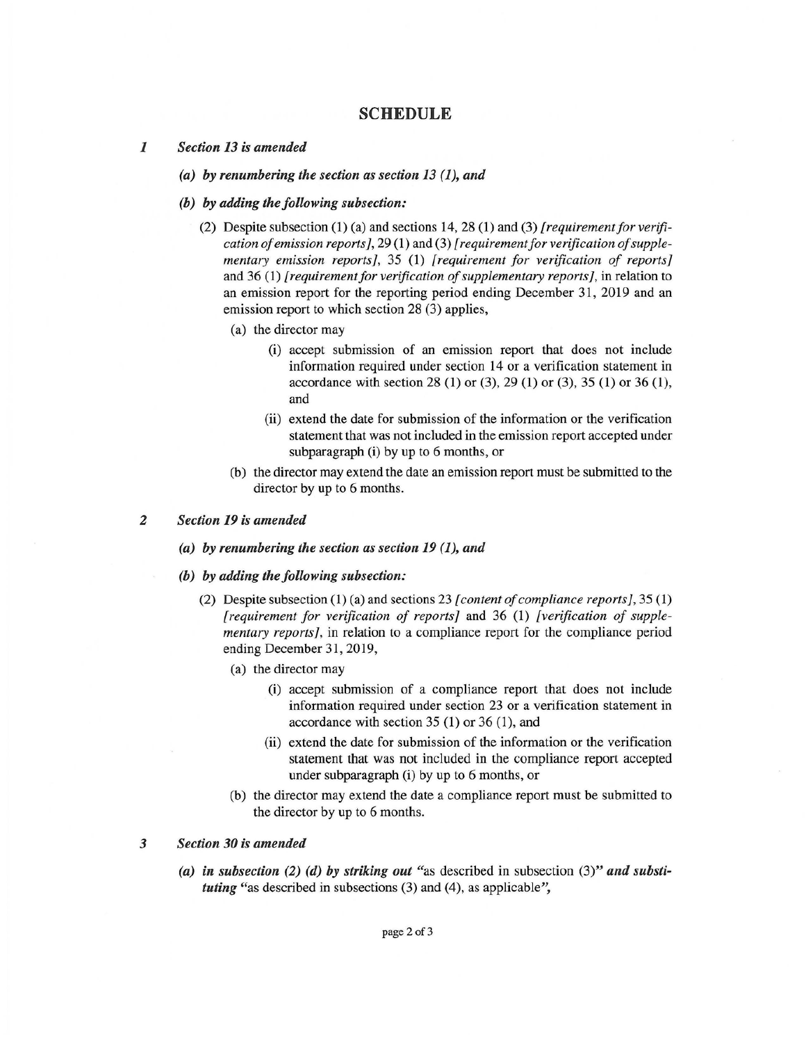## SCHEDULE

**1** ***Section 13 is amended***

***(a) by renumbering the section as section 13 (1), and***

***(b) by adding the following subsection:***

(2) Despite subsection (1) (a) and sections 14, 28 (1) and (3) *[requirement for verification of emission reports]*, 29 (1) and (3) *[requirement for verification of supplementary emission reports]*, 35 (1) *[requirement for verification of reports]* and 36 (1) *[requirement for verification of supplementary reports]*, in relation to an emission report for the reporting period ending December 31, 2019 and an emission report to which section 28 (3) applies,

(a) the director may

(i) accept submission of an emission report that does not include information required under section 14 or a verification statement in accordance with section 28 (1) or (3), 29 (1) or (3), 35 (1) or 36 (1), and

(ii) extend the date for submission of the information or the verification statement that was not included in the emission report accepted under subparagraph (i) by up to 6 months, or

(b) the director may extend the date an emission report must be submitted to the director by up to 6 months.

**2** ***Section 19 is amended***

***(a) by renumbering the section as section 19 (1), and***

***(b) by adding the following subsection:***

(2) Despite subsection (1) (a) and sections 23 *[content of compliance reports]*, 35 (1) *[requirement for verification of reports]* and 36 (1) *[verification of supplementary reports]*, in relation to a compliance report for the compliance period ending December 31, 2019,

(a) the director may

(i) accept submission of a compliance report that does not include information required under section 23 or a verification statement in accordance with section 35 (1) or 36 (1), and

(ii) extend the date for submission of the information or the verification statement that was not included in the compliance report accepted under subparagraph (i) by up to 6 months, or

(b) the director may extend the date a compliance report must be submitted to the director by up to 6 months.

**3** ***Section 30 is amended***

***(a) in subsection (2) (d) by striking out*** "as described in subsection (3)" ***and substituting*** "as described in subsections (3) and (4), as applicable",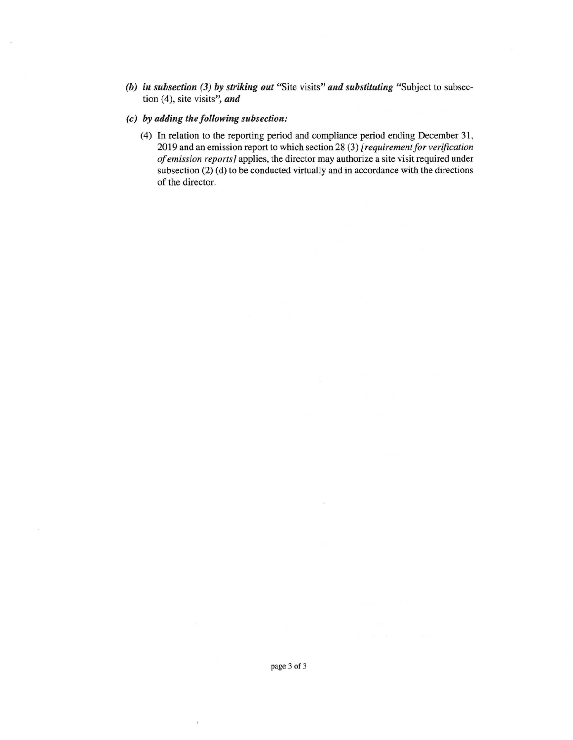*(b) in subsection (3) by striking out* "Site visits" *and substituting* "Subject to subsection (4), site visits", *and*

*(c) by adding the following subsection:*

(4) In relation to the reporting period and compliance period ending December 31, 2019 and an emission report to which section 28 (3) *[requirement for verification of emission reports]* applies, the director may authorize a site visit required under subsection (2) (d) to be conducted virtually and in accordance with the directions of the director.